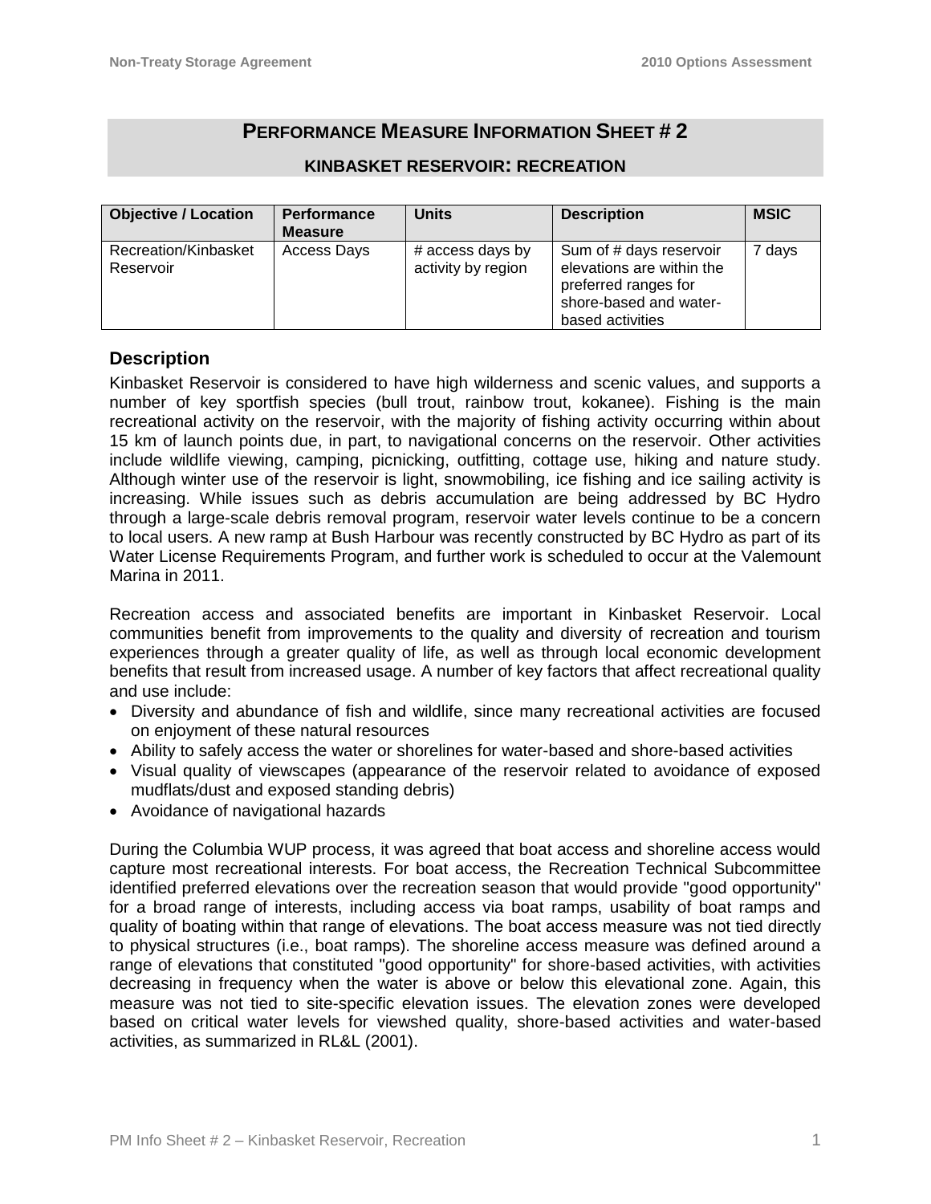# PERFORMANCE MEASURE INFORMATION SHEET # 2

## KINBASKET RESERVOIR: RECREATION

| Objective / Location | Performance Measure | Units | Description | MSIC |
|---|---|---|---|---|
| Recreation/Kinbasket Reservoir | Access Days | # access days by activity by region | Sum of # days reservoir elevations are within the preferred ranges for shore-based and water-based activities | 7 days |

### Description

Kinbasket Reservoir is considered to have high wilderness and scenic values, and supports a number of key sportfish species (bull trout, rainbow trout, kokanee). Fishing is the main recreational activity on the reservoir, with the majority of fishing activity occurring within about 15 km of launch points due, in part, to navigational concerns on the reservoir. Other activities include wildlife viewing, camping, picnicking, outfitting, cottage use, hiking and nature study. Although winter use of the reservoir is light, snowmobiling, ice fishing and ice sailing activity is increasing. While issues such as debris accumulation are being addressed by BC Hydro through a large-scale debris removal program, reservoir water levels continue to be a concern to local users. A new ramp at Bush Harbour was recently constructed by BC Hydro as part of its Water License Requirements Program, and further work is scheduled to occur at the Valemount Marina in 2011.

Recreation access and associated benefits are important in Kinbasket Reservoir. Local communities benefit from improvements to the quality and diversity of recreation and tourism experiences through a greater quality of life, as well as through local economic development benefits that result from increased usage. A number of key factors that affect recreational quality and use include:

- Diversity and abundance of fish and wildlife, since many recreational activities are focused on enjoyment of these natural resources
- Ability to safely access the water or shorelines for water-based and shore-based activities
- Visual quality of viewscapes (appearance of the reservoir related to avoidance of exposed mudflats/dust and exposed standing debris)
- Avoidance of navigational hazards

During the Columbia WUP process, it was agreed that boat access and shoreline access would capture most recreational interests. For boat access, the Recreation Technical Subcommittee identified preferred elevations over the recreation season that would provide "good opportunity" for a broad range of interests, including access via boat ramps, usability of boat ramps and quality of boating within that range of elevations. The boat access measure was not tied directly to physical structures (i.e., boat ramps). The shoreline access measure was defined around a range of elevations that constituted "good opportunity" for shore-based activities, with activities decreasing in frequency when the water is above or below this elevational zone. Again, this measure was not tied to site-specific elevation issues. The elevation zones were developed based on critical water levels for viewshed quality, shore-based activities and water-based activities, as summarized in RL&L (2001).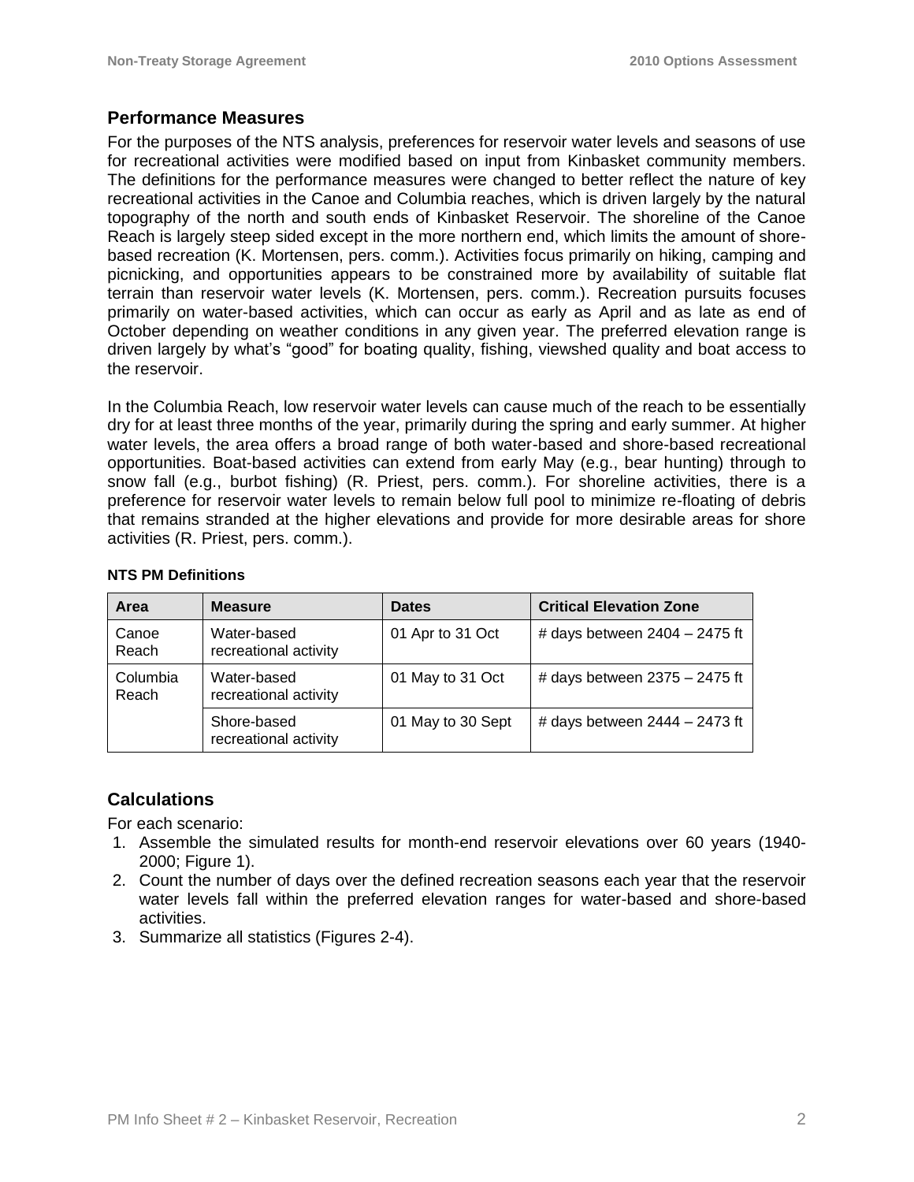## Performance Measures

For the purposes of the NTS analysis, preferences for reservoir water levels and seasons of use for recreational activities were modified based on input from Kinbasket community members. The definitions for the performance measures were changed to better reflect the nature of key recreational activities in the Canoe and Columbia reaches, which is driven largely by the natural topography of the north and south ends of Kinbasket Reservoir. The shoreline of the Canoe Reach is largely steep sided except in the more northern end, which limits the amount of shore-based recreation (K. Mortensen, pers. comm.). Activities focus primarily on hiking, camping and picnicking, and opportunities appears to be constrained more by availability of suitable flat terrain than reservoir water levels (K. Mortensen, pers. comm.). Recreation pursuits focuses primarily on water-based activities, which can occur as early as April and as late as end of October depending on weather conditions in any given year. The preferred elevation range is driven largely by what's "good" for boating quality, fishing, viewshed quality and boat access to the reservoir.

In the Columbia Reach, low reservoir water levels can cause much of the reach to be essentially dry for at least three months of the year, primarily during the spring and early summer. At higher water levels, the area offers a broad range of both water-based and shore-based recreational opportunities. Boat-based activities can extend from early May (e.g., bear hunting) through to snow fall (e.g., burbot fishing) (R. Priest, pers. comm.). For shoreline activities, there is a preference for reservoir water levels to remain below full pool to minimize re-floating of debris that remains stranded at the higher elevations and provide for more desirable areas for shore activities (R. Priest, pers. comm.).

**NTS PM Definitions**

| Area | Measure | Dates | Critical Elevation Zone |
|---|---|---|---|
| Canoe Reach | Water-based recreational activity | 01 Apr to 31 Oct | # days between 2404 – 2475 ft |
| Columbia Reach | Water-based recreational activity | 01 May to 31 Oct | # days between 2375 – 2475 ft |
| | Shore-based recreational activity | 01 May to 30 Sept | # days between 2444 – 2473 ft |

## Calculations

For each scenario:

1. Assemble the simulated results for month-end reservoir elevations over 60 years (1940-2000; Figure 1).
2. Count the number of days over the defined recreation seasons each year that the reservoir water levels fall within the preferred elevation ranges for water-based and shore-based activities.
3. Summarize all statistics (Figures 2-4).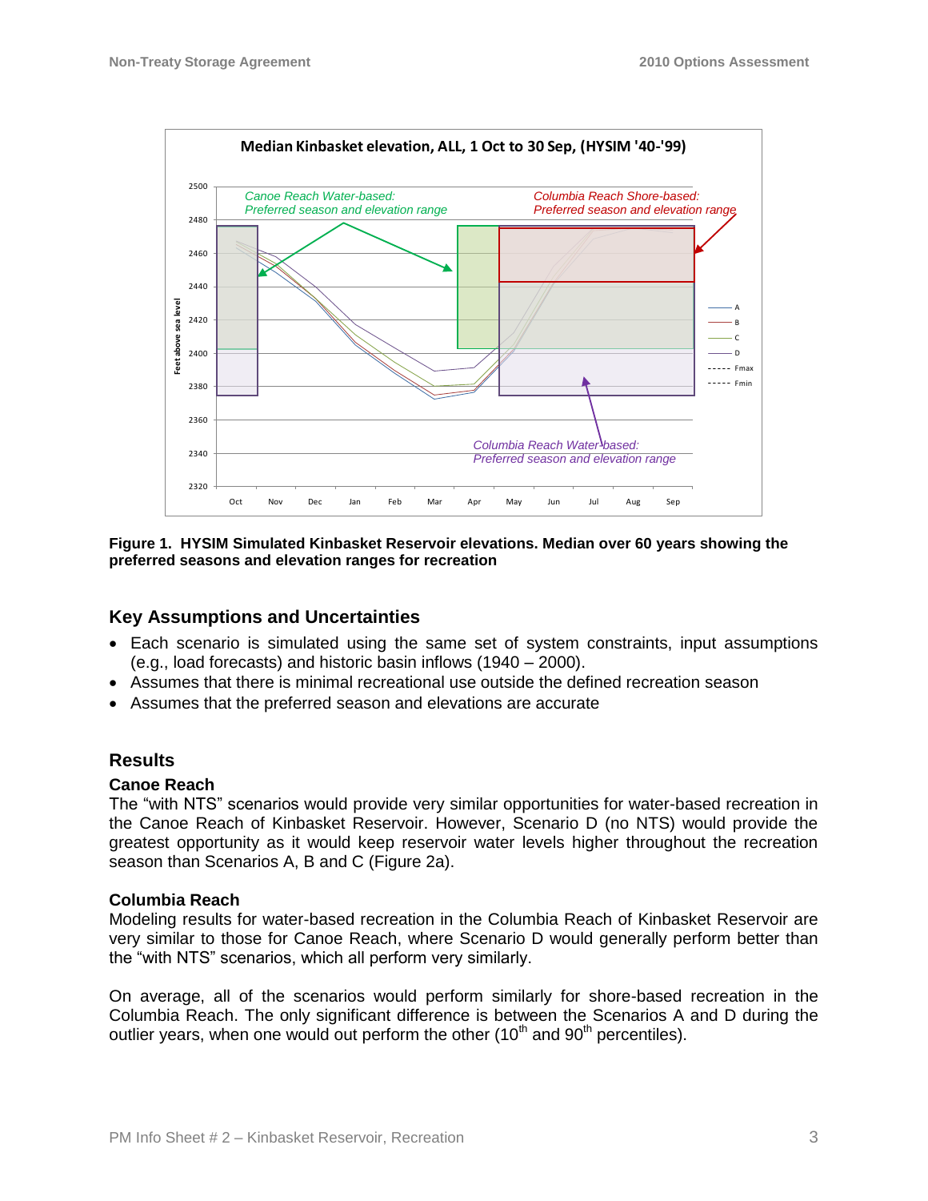**Figure 1. HYSIM Simulated Kinbasket Reservoir elevations. Median over 60 years showing the preferred seasons and elevation ranges for recreation**

## Key Assumptions and Uncertainties

- Each scenario is simulated using the same set of system constraints, input assumptions (e.g., load forecasts) and historic basin inflows (1940 – 2000).
- Assumes that there is minimal recreational use outside the defined recreation season
- Assumes that the preferred season and elevations are accurate

## Results

### Canoe Reach

The "with NTS" scenarios would provide very similar opportunities for water-based recreation in the Canoe Reach of Kinbasket Reservoir. However, Scenario D (no NTS) would provide the greatest opportunity as it would keep reservoir water levels higher throughout the recreation season than Scenarios A, B and C (Figure 2a).

### Columbia Reach

Modeling results for water-based recreation in the Columbia Reach of Kinbasket Reservoir are very similar to those for Canoe Reach, where Scenario D would generally perform better than the "with NTS" scenarios, which all perform very similarly.

On average, all of the scenarios would perform similarly for shore-based recreation in the Columbia Reach. The only significant difference is between the Scenarios A and D during the outlier years, when one would out perform the other (10th and 90th percentiles).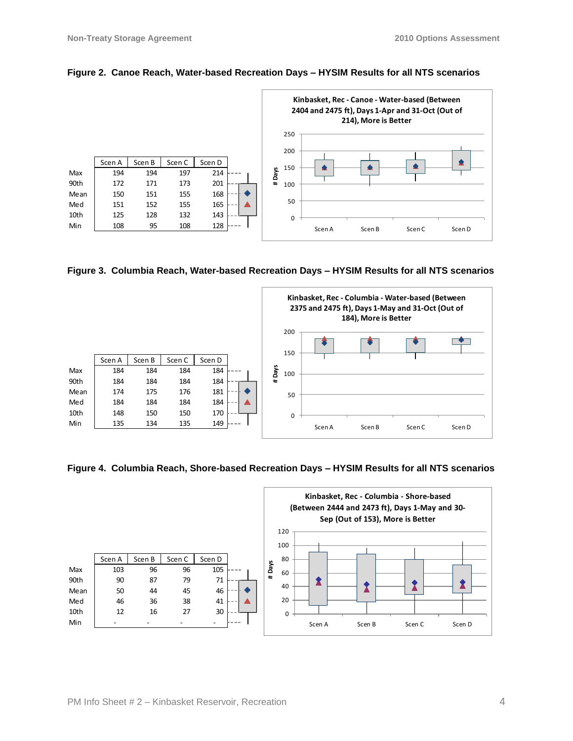**Figure 2. Canoe Reach, Water-based Recreation Days – HYSIM Results for all NTS scenarios**

| | Scen A | Scen B | Scen C | Scen D |
|---|---|---|---|---|
| Max | 194 | 194 | 197 | 214 |
| 90th | 172 | 171 | 173 | 201 |
| Mean | 150 | 151 | 155 | 168 |
| Med | 151 | 152 | 155 | 165 |
| 10th | 125 | 128 | 132 | 143 |
| Min | 108 | 95 | 108 | 128 |

Kinbasket, Rec - Canoe - Water-based (Between 2404 and 2475 ft), Days 1-Apr and 31-Oct (Out of 214), More is Better

**Figure 3. Columbia Reach, Water-based Recreation Days – HYSIM Results for all NTS scenarios**

| | Scen A | Scen B | Scen C | Scen D |
|---|---|---|---|---|
| Max | 184 | 184 | 184 | 184 |
| 90th | 184 | 184 | 184 | 184 |
| Mean | 174 | 175 | 176 | 181 |
| Med | 184 | 184 | 184 | 184 |
| 10th | 148 | 150 | 150 | 170 |
| Min | 135 | 134 | 135 | 149 |

Kinbasket, Rec - Columbia - Water-based (Between 2375 and 2475 ft), Days 1-May and 31-Oct (Out of 184), More is Better

**Figure 4. Columbia Reach, Shore-based Recreation Days – HYSIM Results for all NTS scenarios**

| | Scen A | Scen B | Scen C | Scen D |
|---|---|---|---|---|
| Max | 103 | 96 | 96 | 105 |
| 90th | 90 | 87 | 79 | 71 |
| Mean | 50 | 44 | 45 | 46 |
| Med | 46 | 36 | 38 | 41 |
| 10th | 12 | 16 | 27 | 30 |
| Min | - | - | - | - |

Kinbasket, Rec - Columbia - Shore-based (Between 2444 and 2473 ft), Days 1-May and 30-Sep (Out of 153), More is Better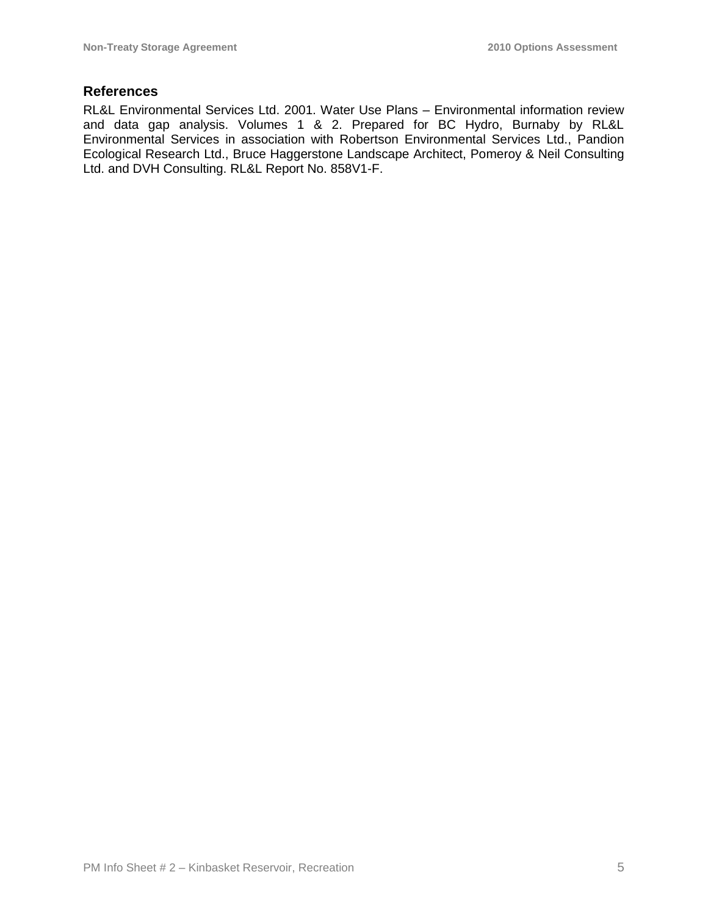## References

RL&L Environmental Services Ltd. 2001. Water Use Plans – Environmental information review and data gap analysis. Volumes 1 & 2. Prepared for BC Hydro, Burnaby by RL&L Environmental Services in association with Robertson Environmental Services Ltd., Pandion Ecological Research Ltd., Bruce Haggerstone Landscape Architect, Pomeroy & Neil Consulting Ltd. and DVH Consulting. RL&L Report No. 858V1-F.